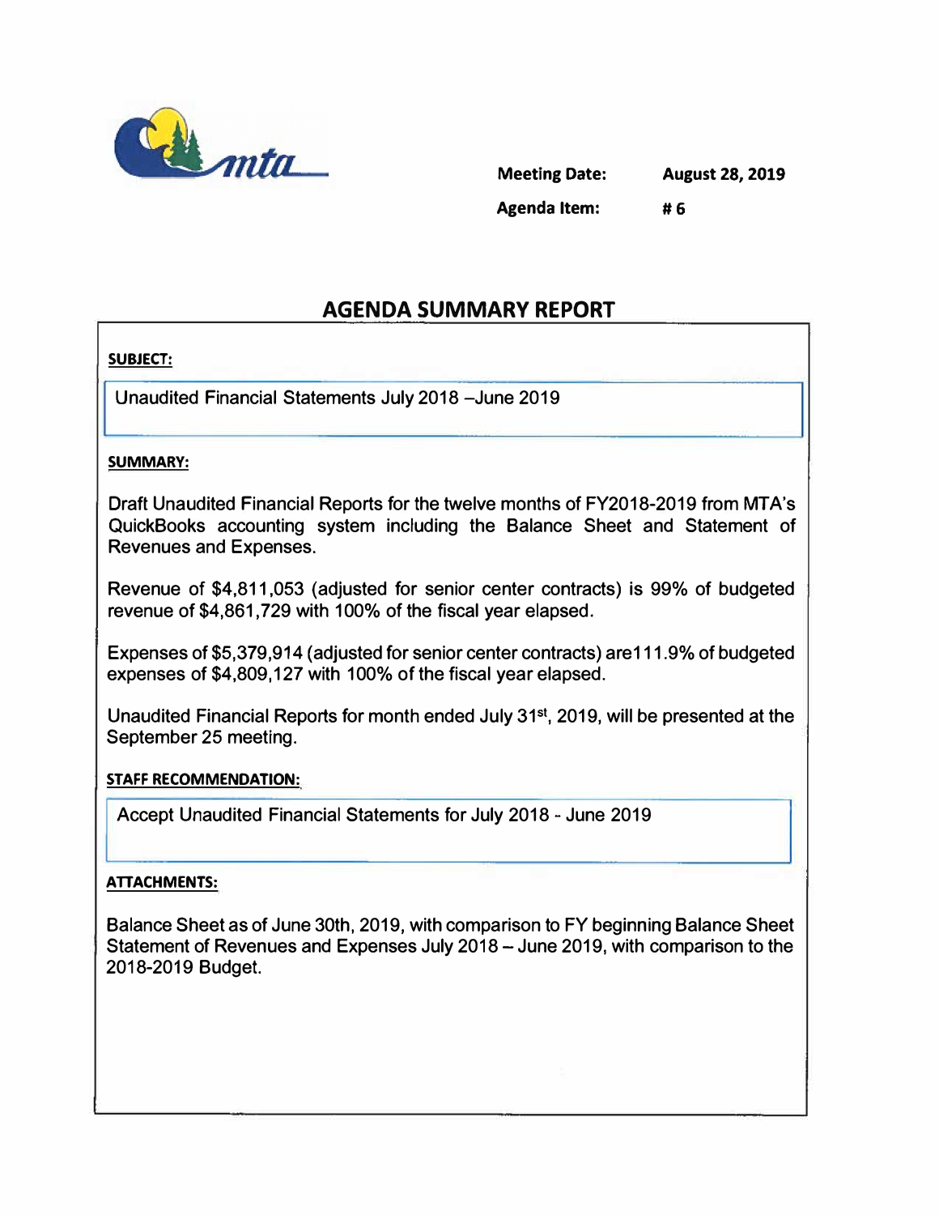mta

**Meeting Date:** **August 28, 2019**

**Agenda Item:** **# 6**

## AGENDA SUMMARY REPORT

**SUBJECT:**

Unaudited Financial Statements July 2018 –June 2019

**SUMMARY:**

Draft Unaudited Financial Reports for the twelve months of FY2018-2019 from MTA's QuickBooks accounting system including the Balance Sheet and Statement of Revenues and Expenses.

Revenue of $4,811,053 (adjusted for senior center contracts) is 99% of budgeted revenue of $4,861,729 with 100% of the fiscal year elapsed.

Expenses of $5,379,914 (adjusted for senior center contracts) are111.9% of budgeted expenses of $4,809,127 with 100% of the fiscal year elapsed.

Unaudited Financial Reports for month ended July 31st, 2019, will be presented at the September 25 meeting.

**STAFF RECOMMENDATION:**

Accept Unaudited Financial Statements for July 2018 - June 2019

**ATTACHMENTS:**

Balance Sheet as of June 30th, 2019, with comparison to FY beginning Balance Sheet
Statement of Revenues and Expenses July 2018 – June 2019, with comparison to the 2018-2019 Budget.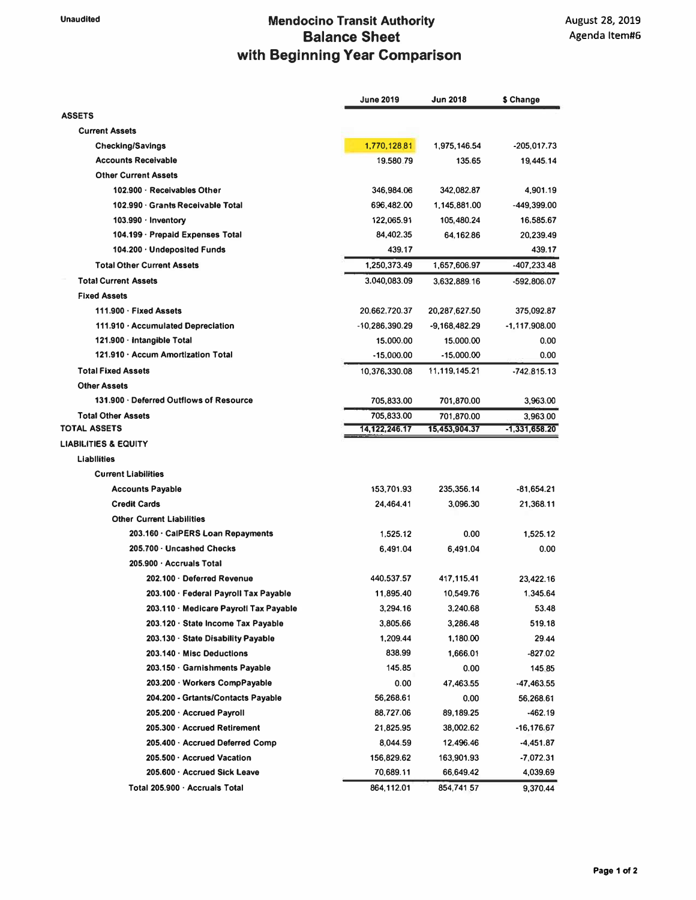Unaudited

# Mendocino Transit Authority
## Balance Sheet
## with Beginning Year Comparison

August 28, 2019
Agenda Item#6

| | June 2019 | Jun 2018 | $ Change |
|---|---|---|---|
| **ASSETS** | | | |
| **Current Assets** | | | |
| **Checking/Savings** | 1,770,128.81 | 1,975,146.54 | -205,017.73 |
| **Accounts Receivable** | 19,580.79 | 135.65 | 19,445.14 |
| **Other Current Assets** | | | |
| **102.900 · Receivables Other** | 346,984.06 | 342,082.87 | 4,901.19 |
| **102.990 · Grants Receivable Total** | 696,482.00 | 1,145,881.00 | -449,399.00 |
| **103.990 · Inventory** | 122,065.91 | 105,480.24 | 16,585.67 |
| **104.199 · Prepaid Expenses Total** | 84,402.35 | 64,162.86 | 20,239.49 |
| **104.200 · Undeposited Funds** | 439.17 | | 439.17 |
| **Total Other Current Assets** | 1,250,373.49 | 1,657,606.97 | -407,233.48 |
| **Total Current Assets** | 3,040,083.09 | 3,632,889.16 | -592,806.07 |
| **Fixed Assets** | | | |
| **111.900 · Fixed Assets** | 20,662,720.37 | 20,287,627.50 | 375,092.87 |
| **111.910 · Accumulated Depreciation** | -10,286,390.29 | -9,168,482.29 | -1,117,908.00 |
| **121.900 · Intangible Total** | 15,000.00 | 15,000.00 | 0.00 |
| **121.910 · Accum Amortization Total** | -15,000.00 | -15,000.00 | 0.00 |
| **Total Fixed Assets** | 10,376,330.08 | 11,119,145.21 | -742,815.13 |
| **Other Assets** | | | |
| **131.900 · Deferred Outflows of Resource** | 705,833.00 | 701,870.00 | 3,963.00 |
| **Total Other Assets** | 705,833.00 | 701,870.00 | 3,963.00 |
| **TOTAL ASSETS** | 14,122,246.17 | 15,453,904.37 | -1,331,658.20 |
| **LIABILITIES & EQUITY** | | | |
| **Liabilities** | | | |
| **Current Liabilities** | | | |
| **Accounts Payable** | 153,701.93 | 235,356.14 | -81,654.21 |
| **Credit Cards** | 24,464.41 | 3,096.30 | 21,368.11 |
| **Other Current Liabilities** | | | |
| **203.160 · CalPERS Loan Repayments** | 1,525.12 | 0.00 | 1,525.12 |
| **205.700 · Uncashed Checks** | 6,491.04 | 6,491.04 | 0.00 |
| **205.900 · Accruals Total** | | | |
| **202.100 · Deferred Revenue** | 440,537.57 | 417,115.41 | 23,422.16 |
| **203.100 · Federal Payroll Tax Payable** | 11,895.40 | 10,549.76 | 1,345.64 |
| **203.110 · Medicare Payroll Tax Payable** | 3,294.16 | 3,240.68 | 53.48 |
| **203.120 · State Income Tax Payable** | 3,805.66 | 3,286.48 | 519.18 |
| **203.130 · State Disability Payable** | 1,209.44 | 1,180.00 | 29.44 |
| **203.140 · Misc Deductions** | 838.99 | 1,666.01 | -827.02 |
| **203.150 · Garnishments Payable** | 145.85 | 0.00 | 145.85 |
| **203.200 · Workers CompPayable** | 0.00 | 47,463.55 | -47,463.55 |
| **204.200 - Grtants/Contacts Payable** | 56,268.61 | 0.00 | 56,268.61 |
| **205.200 · Accrued Payroll** | 88,727.06 | 89,189.25 | -462.19 |
| **205.300 · Accrued Retirement** | 21,825.95 | 38,002.62 | -16,176.67 |
| **205.400 · Accrued Deferred Comp** | 8,044.59 | 12,496.46 | -4,451.87 |
| **205.500 · Accrued Vacation** | 156,829.62 | 163,901.93 | -7,072.31 |
| **205.600 · Accrued Sick Leave** | 70,689.11 | 66,649.42 | 4,039.69 |
| **Total 205.900 · Accruals Total** | 864,112.01 | 854,741.57 | 9,370.44 |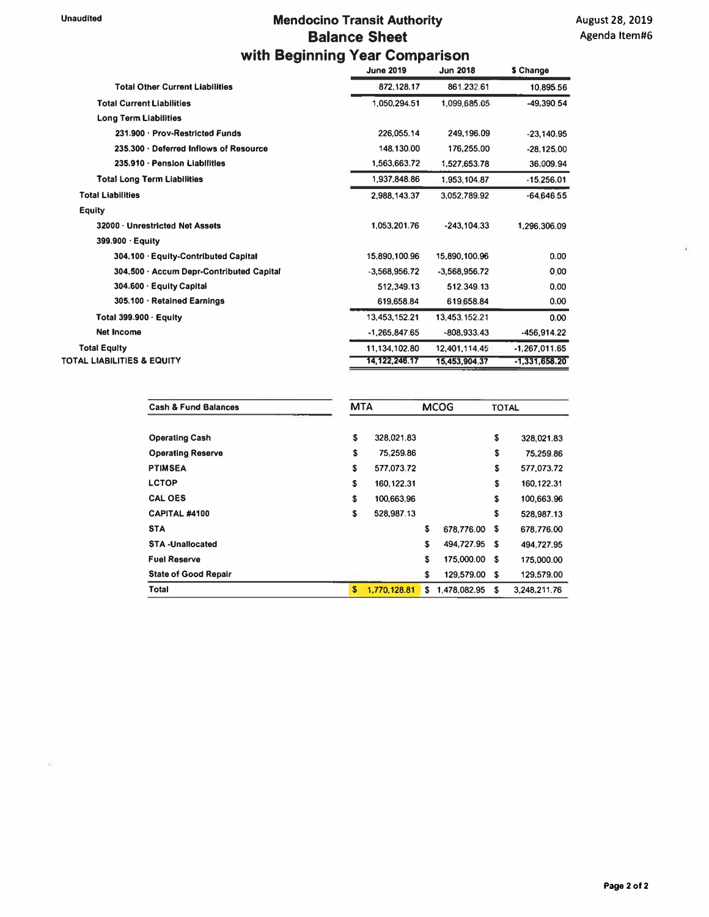Unaudited

# Mendocino Transit Authority
## Balance Sheet
## with Beginning Year Comparison

August 28, 2019
Agenda Item#6

| | June 2019 | Jun 2018 | $ Change |
|---|---|---|---|
| Total Other Current Liabilities | 872,128.17 | 861,232.61 | 10,895.56 |
| Total Current Liabilities | 1,050,294.51 | 1,099,685.05 | -49,390.54 |
| Long Term Liabilities | | | |
| 231.900 · Prov-Restricted Funds | 226,055.14 | 249,196.09 | -23,140.95 |
| 235.300 · Deferred Inflows of Resource | 148,130.00 | 176,255.00 | -28,125.00 |
| 235.910 · Pension Liabilities | 1,563,663.72 | 1,527,653.78 | 36,009.94 |
| Total Long Term Liabilities | 1,937,848.86 | 1,953,104.87 | -15,256.01 |
| Total Liabilities | 2,988,143.37 | 3,052,789.92 | -64,646.55 |
| Equity | | | |
| 32000 · Unrestricted Net Assets | 1,053,201.76 | -243,104.33 | 1,296,306.09 |
| 399.900 · Equity | | | |
| 304.100 · Equity-Contributed Capital | 15,890,100.96 | 15,890,100.96 | 0.00 |
| 304.500 · Accum Depr-Contributed Capital | -3,568,956.72 | -3,568,956.72 | 0.00 |
| 304.600 · Equity Capital | 512,349.13 | 512,349.13 | 0.00 |
| 305.100 · Retained Earnings | 619,658.84 | 619,658.84 | 0.00 |
| Total 399.900 · Equity | 13,453,152.21 | 13,453,152.21 | 0.00 |
| Net Income | -1,265,847.65 | -808,933.43 | -456,914.22 |
| Total Equity | 11,134,102.80 | 12,401,114.45 | -1,267,011.65 |
| TOTAL LIABILITIES & EQUITY | 14,122,246.17 | 15,453,904.37 | -1,331,658.20 |

| Cash & Fund Balances | MTA | MCOG | TOTAL |
|---|---|---|---|
| Operating Cash | $ 328,021.83 | | $ 328,021.83 |
| Operating Reserve | $ 75,259.86 | | $ 75,259.86 |
| PTIMSEA | $ 577,073.72 | | $ 577,073.72 |
| LCTOP | $ 160,122.31 | | $ 160,122.31 |
| CAL OES | $ 100,663.96 | | $ 100,663.96 |
| CAPITAL #4100 | $ 528,987.13 | | $ 528,987.13 |
| STA | | $ 678,776.00 | $ 678,776.00 |
| STA -Unallocated | | $ 494,727.95 | $ 494,727.95 |
| Fuel Reserve | | $ 175,000.00 | $ 175,000.00 |
| State of Good Repair | | $ 129,579.00 | $ 129,579.00 |
| Total | $ 1,770,128.81 | $ 1,478,082.95 | $ 3,248,211.76 |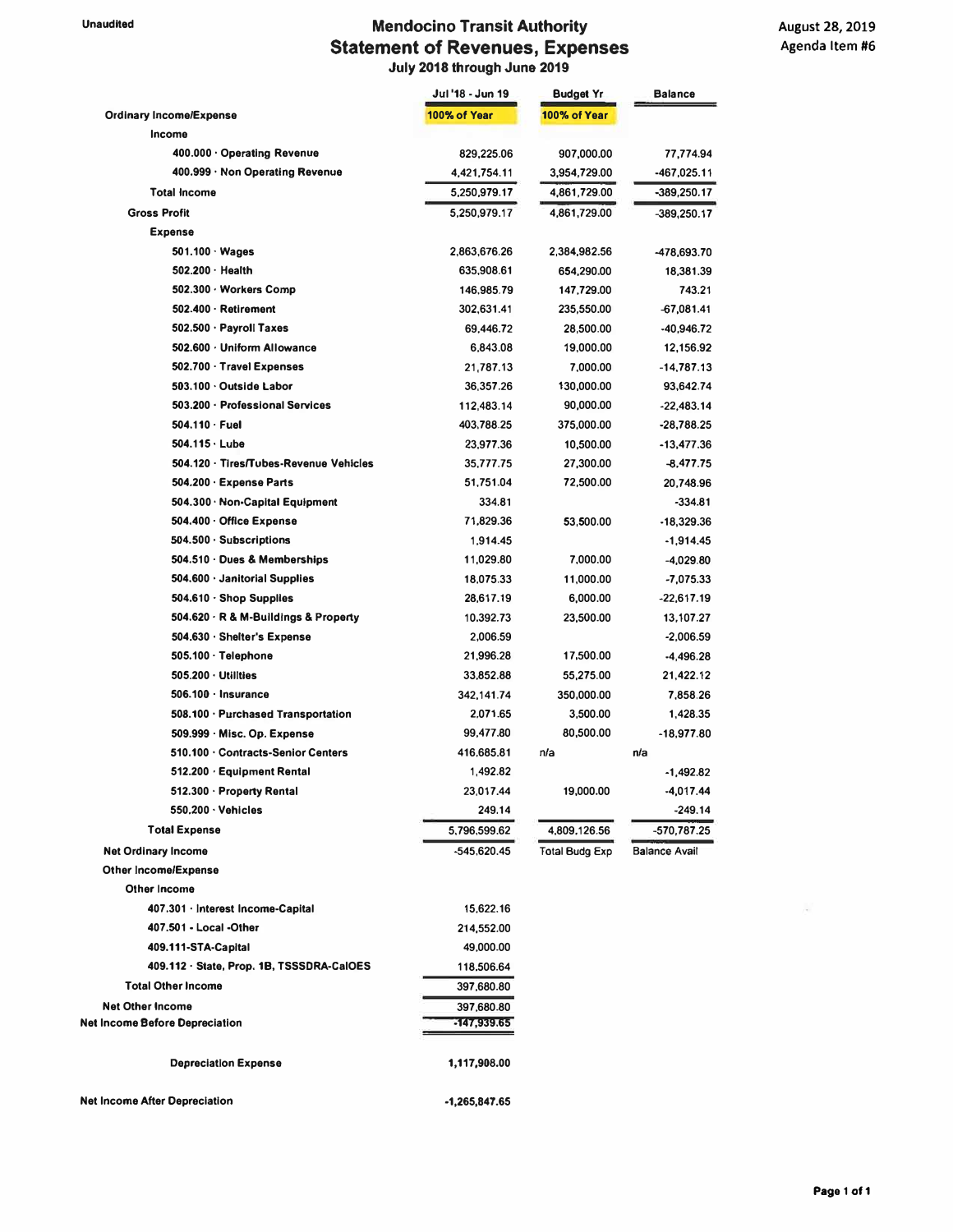Unaudited

# Mendocino Transit Authority
## Statement of Revenues, Expenses
### July 2018 through June 2019

August 28, 2019
Agenda Item #6

| | Jul '18 - Jun 19 | Budget Yr | Balance |
|---|---|---|---|
| | 100% of Year | 100% of Year | |
| **Ordinary Income/Expense** | | | |
| **Income** | | | |
| 400.000 · Operating Revenue | 829,225.06 | 907,000.00 | 77,774.94 |
| 400.999 · Non Operating Revenue | 4,421,754.11 | 3,954,729.00 | -467,025.11 |
| **Total Income** | 5,250,979.17 | 4,861,729.00 | -389,250.17 |
| **Gross Profit** | 5,250,979.17 | 4,861,729.00 | -389,250.17 |
| **Expense** | | | |
| 501.100 · Wages | 2,863,676.26 | 2,384,982.56 | -478,693.70 |
| 502.200 · Health | 635,908.61 | 654,290.00 | 18,381.39 |
| 502.300 · Workers Comp | 146,985.79 | 147,729.00 | 743.21 |
| 502.400 · Retirement | 302,631.41 | 235,550.00 | -67,081.41 |
| 502.500 · Payroll Taxes | 69,446.72 | 28,500.00 | -40,946.72 |
| 502.600 · Uniform Allowance | 6,843.08 | 19,000.00 | 12,156.92 |
| 502.700 · Travel Expenses | 21,787.13 | 7,000.00 | -14,787.13 |
| 503.100 · Outside Labor | 36,357.26 | 130,000.00 | 93,642.74 |
| 503.200 · Professional Services | 112,483.14 | 90,000.00 | -22,483.14 |
| 504.110 · Fuel | 403,788.25 | 375,000.00 | -28,788.25 |
| 504.115 · Lube | 23,977.36 | 10,500.00 | -13,477.36 |
| 504.120 · Tires/Tubes-Revenue Vehicles | 35,777.75 | 27,300.00 | -8,477.75 |
| 504.200 · Expense Parts | 51,751.04 | 72,500.00 | 20,748.96 |
| 504.300 · Non-Capital Equipment | 334.81 | | -334.81 |
| 504.400 · Office Expense | 71,829.36 | 53,500.00 | -18,329.36 |
| 504.500 · Subscriptions | 1,914.45 | | -1,914.45 |
| 504.510 · Dues & Memberships | 11,029.80 | 7,000.00 | -4,029.80 |
| 504.600 · Janitorial Supplies | 18,075.33 | 11,000.00 | -7,075.33 |
| 504.610 · Shop Supplies | 28,617.19 | 6,000.00 | -22,617.19 |
| 504.620 · R & M-Buildings & Property | 10,392.73 | 23,500.00 | 13,107.27 |
| 504.630 · Shelter's Expense | 2,006.59 | | -2,006.59 |
| 505.100 · Telephone | 21,996.28 | 17,500.00 | -4,496.28 |
| 505.200 · Utilities | 33,852.88 | 55,275.00 | 21,422.12 |
| 506.100 · Insurance | 342,141.74 | 350,000.00 | 7,858.26 |
| 508.100 · Purchased Transportation | 2,071.65 | 3,500.00 | 1,428.35 |
| 509.999 · Misc. Op. Expense | 99,477.80 | 80,500.00 | -18,977.80 |
| 510.100 · Contracts-Senior Centers | 416,685.81 | n/a | n/a |
| 512.200 · Equipment Rental | 1,492.82 | | -1,492.82 |
| 512.300 · Property Rental | 23,017.44 | 19,000.00 | -4,017.44 |
| 550.200 · Vehicles | 249.14 | | -249.14 |
| **Total Expense** | 5,796,599.62 | 4,809,126.56 | -570,787.25 |
| **Net Ordinary Income** | -545,620.45 | Total Budg Exp | Balance Avail |
| **Other Income/Expense** | | | |
| **Other Income** | | | |
| 407.301 · Interest Income-Capital | 15,622.16 | | |
| 407.501 - Local -Other | 214,552.00 | | |
| 409.111-STA-Capital | 49,000.00 | | |
| 409.112 · State, Prop. 1B, TSSSDRA-CalOES | 118,506.64 | | |
| **Total Other Income** | 397,680.80 | | |
| **Net Other Income** | 397,680.80 | | |
| **Net Income Before Depreciation** | -147,939.65 | | |
| **Depreciation Expense** | 1,117,908.00 | | |
| **Net Income After Depreciation** | -1,265,847.65 | | |